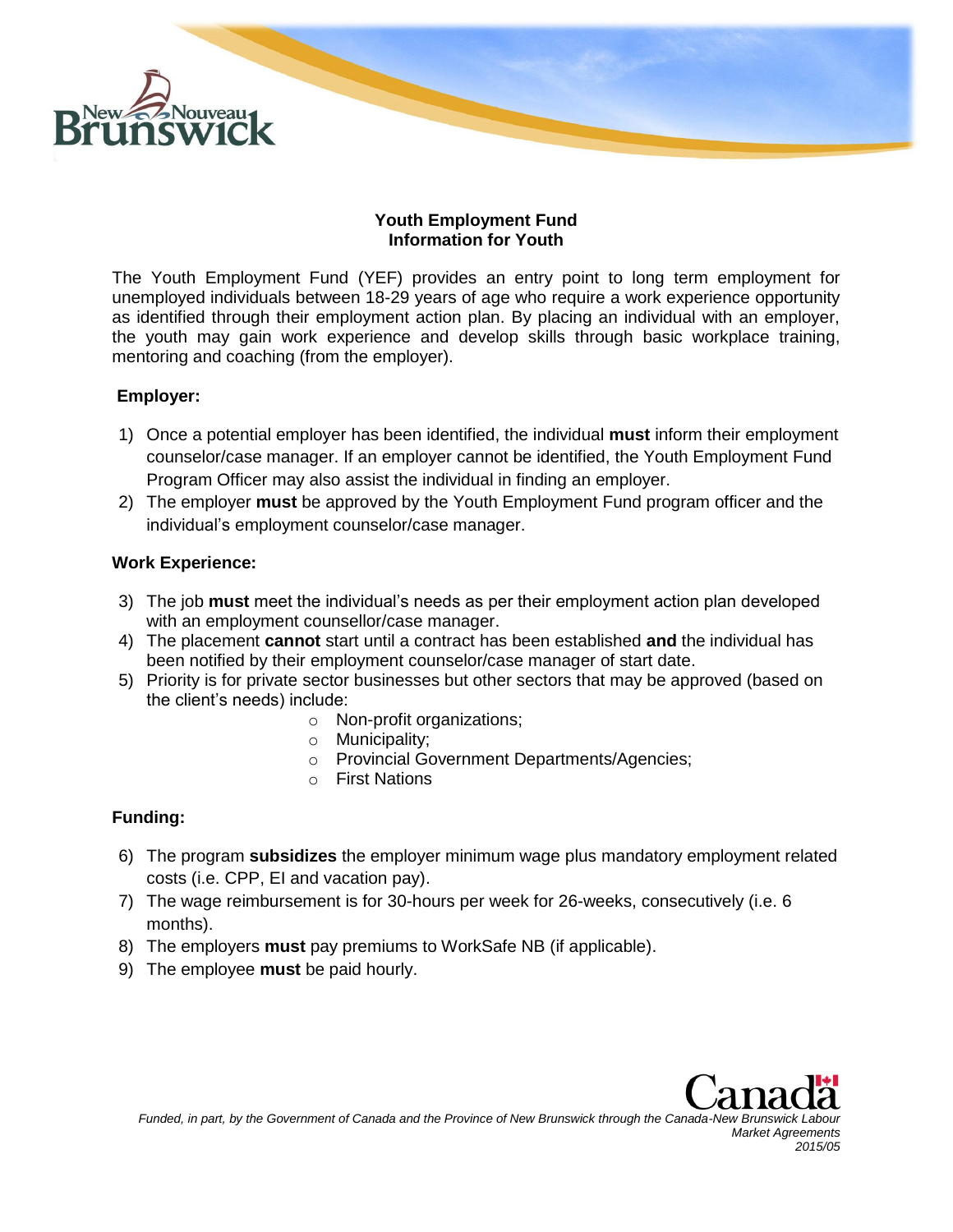## Youth Employment Fund
## Information for Youth

The Youth Employment Fund (YEF) provides an entry point to long term employment for unemployed individuals between 18-29 years of age who require a work experience opportunity as identified through their employment action plan. By placing an individual with an employer, the youth may gain work experience and develop skills through basic workplace training, mentoring and coaching (from the employer).

### Employer:

1) Once a potential employer has been identified, the individual **must** inform their employment counselor/case manager. If an employer cannot be identified, the Youth Employment Fund Program Officer may also assist the individual in finding an employer.
2) The employer **must** be approved by the Youth Employment Fund program officer and the individual's employment counselor/case manager.

### Work Experience:

3) The job **must** meet the individual's needs as per their employment action plan developed with an employment counsellor/case manager.
4) The placement **cannot** start until a contract has been established **and** the individual has been notified by their employment counselor/case manager of start date.
5) Priority is for private sector businesses but other sectors that may be approved (based on the client's needs) include:
   - Non-profit organizations;
   - Municipality;
   - Provincial Government Departments/Agencies;
   - First Nations

### Funding:

6) The program **subsidizes** the employer minimum wage plus mandatory employment related costs (i.e. CPP, EI and vacation pay).
7) The wage reimbursement is for 30-hours per week for 26-weeks, consecutively (i.e. 6 months).
8) The employers **must** pay premiums to WorkSafe NB (if applicable).
9) The employee **must** be paid hourly.

*Funded, in part, by the Government of Canada and the Province of New Brunswick through the Canada-New Brunswick Labour Market Agreements*
*2015/05*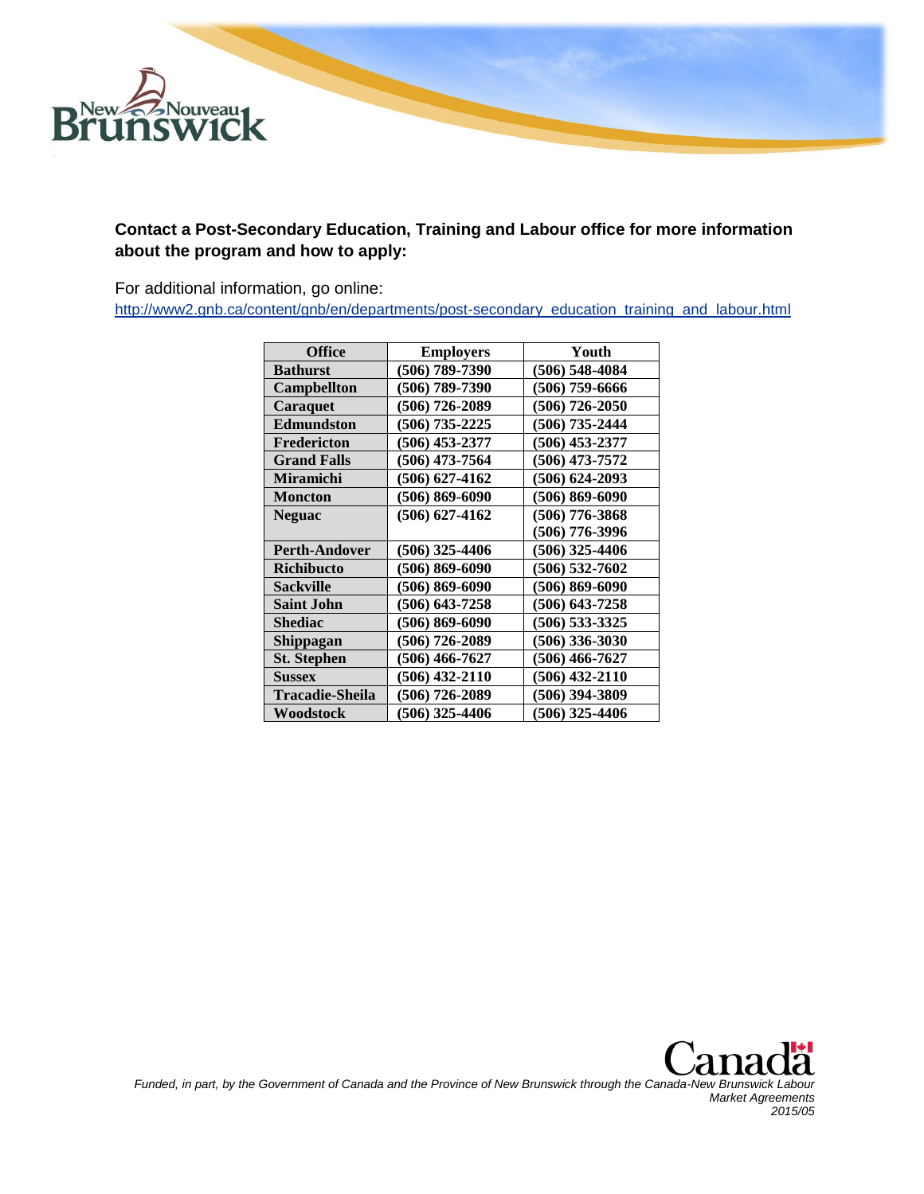**Contact a Post-Secondary Education, Training and Labour office for more information about the program and how to apply:**

For additional information, go online:
http://www2.gnb.ca/content/gnb/en/departments/post-secondary_education_training_and_labour.html

| Office | Employers | Youth |
|---|---|---|
| **Bathurst** | **(506) 789-7390** | **(506) 548-4084** |
| **Campbellton** | **(506) 789-7390** | **(506) 759-6666** |
| **Caraquet** | **(506) 726-2089** | **(506) 726-2050** |
| **Edmundston** | **(506) 735-2225** | **(506) 735-2444** |
| **Fredericton** | **(506) 453-2377** | **(506) 453-2377** |
| **Grand Falls** | **(506) 473-7564** | **(506) 473-7572** |
| **Miramichi** | **(506) 627-4162** | **(506) 624-2093** |
| **Moncton** | **(506) 869-6090** | **(506) 869-6090** |
| **Neguac** | **(506) 627-4162** | **(506) 776-3868**<br>**(506) 776-3996** |
| **Perth-Andover** | **(506) 325-4406** | **(506) 325-4406** |
| **Richibucto** | **(506) 869-6090** | **(506) 532-7602** |
| **Sackville** | **(506) 869-6090** | **(506) 869-6090** |
| **Saint John** | **(506) 643-7258** | **(506) 643-7258** |
| **Shediac** | **(506) 869-6090** | **(506) 533-3325** |
| **Shippagan** | **(506) 726-2089** | **(506) 336-3030** |
| **St. Stephen** | **(506) 466-7627** | **(506) 466-7627** |
| **Sussex** | **(506) 432-2110** | **(506) 432-2110** |
| **Tracadie-Sheila** | **(506) 726-2089** | **(506) 394-3809** |
| **Woodstock** | **(506) 325-4406** | **(506) 325-4406** |

*Funded, in part, by the Government of Canada and the Province of New Brunswick through the Canada-New Brunswick Labour Market Agreements*
*2015/05*